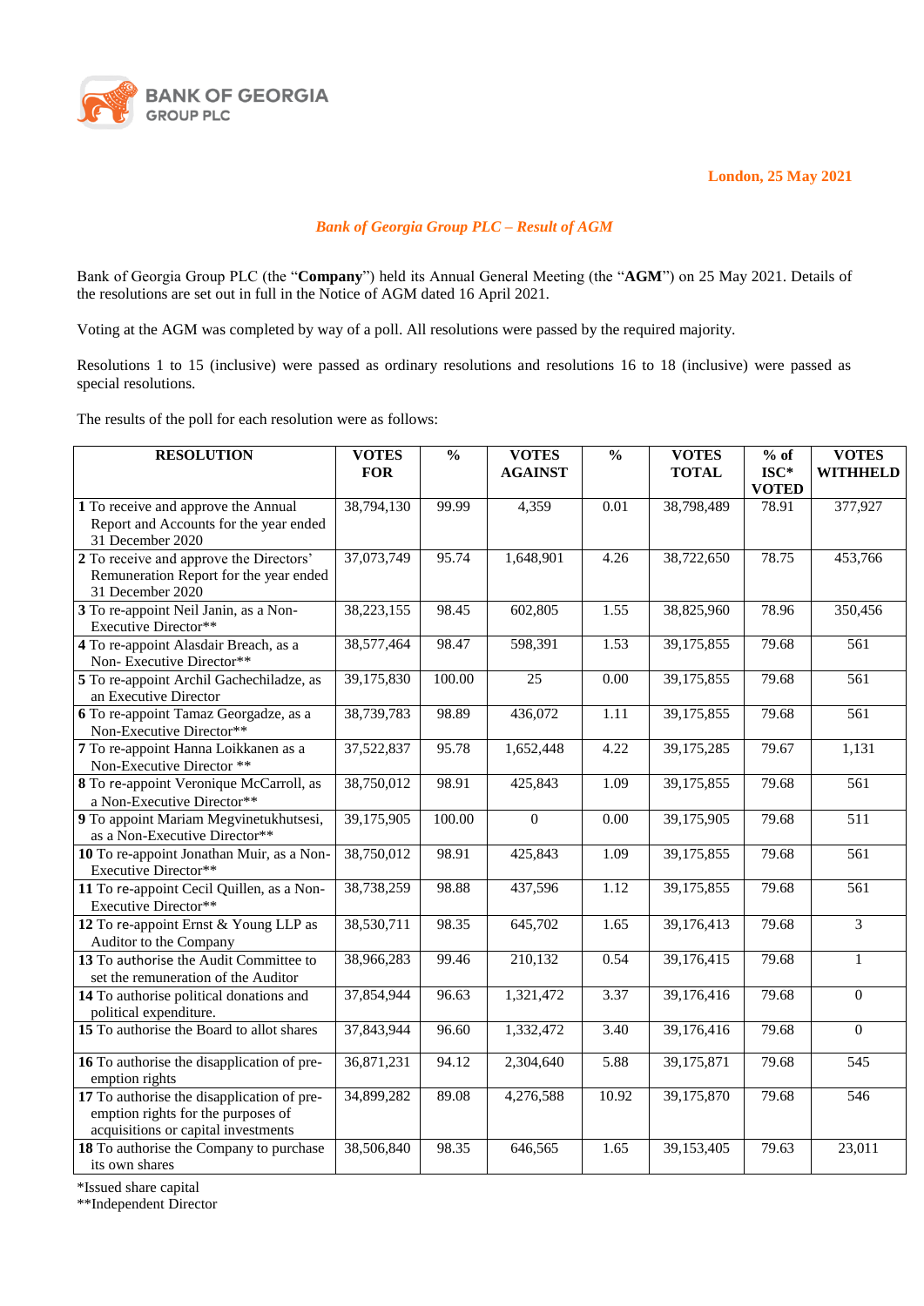BANK OF GEORGIA GROUP PLC

London, 25 May 2021

## *Bank of Georgia Group PLC – Result of AGM*

Bank of Georgia Group PLC (the "**Company**") held its Annual General Meeting (the "**AGM**") on 25 May 2021. Details of the resolutions are set out in full in the Notice of AGM dated 16 April 2021.

Voting at the AGM was completed by way of a poll. All resolutions were passed by the required majority.

Resolutions 1 to 15 (inclusive) were passed as ordinary resolutions and resolutions 16 to 18 (inclusive) were passed as special resolutions.

The results of the poll for each resolution were as follows:

| RESOLUTION | VOTES FOR | % | VOTES AGAINST | % | VOTES TOTAL | % of ISC* VOTED | VOTES WITHHELD |
|---|---|---|---|---|---|---|---|
| **1** To receive and approve the Annual Report and Accounts for the year ended 31 December 2020 | 38,794,130 | 99.99 | 4,359 | 0.01 | 38,798,489 | 78.91 | 377,927 |
| **2** To receive and approve the Directors' Remuneration Report for the year ended 31 December 2020 | 37,073,749 | 95.74 | 1,648,901 | 4.26 | 38,722,650 | 78.75 | 453,766 |
| **3** To re-appoint Neil Janin, as a Non-Executive Director** | 38,223,155 | 98.45 | 602,805 | 1.55 | 38,825,960 | 78.96 | 350,456 |
| **4** To re-appoint Alasdair Breach, as a Non- Executive Director** | 38,577,464 | 98.47 | 598,391 | 1.53 | 39,175,855 | 79.68 | 561 |
| **5** To re-appoint Archil Gachechiladze, as an Executive Director | 39,175,830 | 100.00 | 25 | 0.00 | 39,175,855 | 79.68 | 561 |
| **6** To re-appoint Tamaz Georgadze, as a Non-Executive Director** | 38,739,783 | 98.89 | 436,072 | 1.11 | 39,175,855 | 79.68 | 561 |
| **7** To re-appoint Hanna Loikkanen as a Non-Executive Director ** | 37,522,837 | 95.78 | 1,652,448 | 4.22 | 39,175,285 | 79.67 | 1,131 |
| **8** To re-appoint Veronique McCarroll, as a Non-Executive Director** | 38,750,012 | 98.91 | 425,843 | 1.09 | 39,175,855 | 79.68 | 561 |
| **9** To appoint Mariam Megvinetukhutsesi, as a Non-Executive Director** | 39,175,905 | 100.00 | 0 | 0.00 | 39,175,905 | 79.68 | 511 |
| **10** To re-appoint Jonathan Muir, as a Non-Executive Director** | 38,750,012 | 98.91 | 425,843 | 1.09 | 39,175,855 | 79.68 | 561 |
| **11** To re-appoint Cecil Quillen, as a Non-Executive Director** | 38,738,259 | 98.88 | 437,596 | 1.12 | 39,175,855 | 79.68 | 561 |
| **12** To re-appoint Ernst & Young LLP as Auditor to the Company | 38,530,711 | 98.35 | 645,702 | 1.65 | 39,176,413 | 79.68 | 3 |
| **13** To authorise the Audit Committee to set the remuneration of the Auditor | 38,966,283 | 99.46 | 210,132 | 0.54 | 39,176,415 | 79.68 | 1 |
| **14** To authorise political donations and political expenditure. | 37,854,944 | 96.63 | 1,321,472 | 3.37 | 39,176,416 | 79.68 | 0 |
| **15** To authorise the Board to allot shares | 37,843,944 | 96.60 | 1,332,472 | 3.40 | 39,176,416 | 79.68 | 0 |
| **16** To authorise the disapplication of pre-emption rights | 36,871,231 | 94.12 | 2,304,640 | 5.88 | 39,175,871 | 79.68 | 545 |
| **17** To authorise the disapplication of pre-emption rights for the purposes of acquisitions or capital investments | 34,899,282 | 89.08 | 4,276,588 | 10.92 | 39,175,870 | 79.68 | 546 |
| **18** To authorise the Company to purchase its own shares | 38,506,840 | 98.35 | 646,565 | 1.65 | 39,153,405 | 79.63 | 23,011 |

*Issued share capital
**Independent Director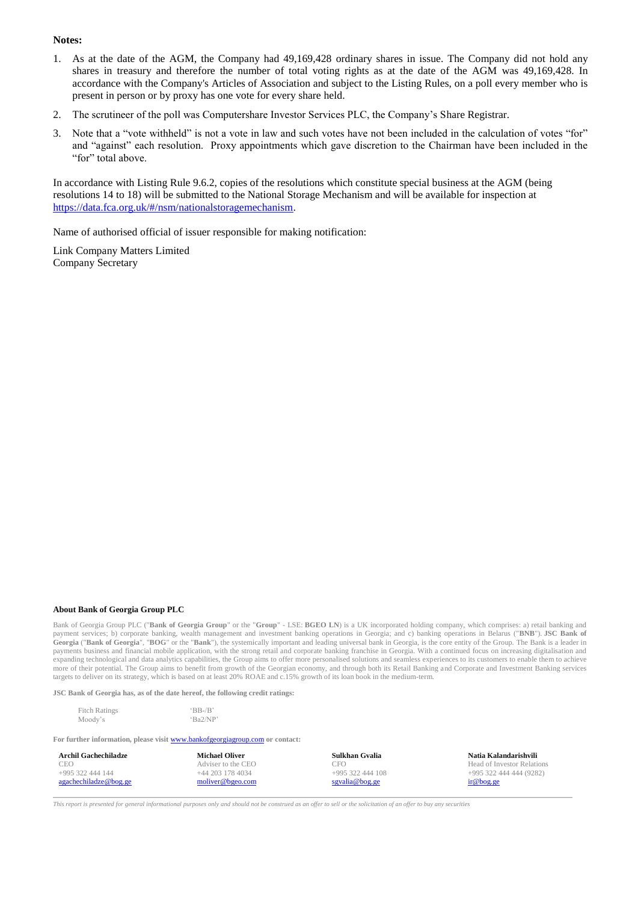**Notes:**

1. As at the date of the AGM, the Company had 49,169,428 ordinary shares in issue. The Company did not hold any shares in treasury and therefore the number of total voting rights as at the date of the AGM was 49,169,428. In accordance with the Company's Articles of Association and subject to the Listing Rules, on a poll every member who is present in person or by proxy has one vote for every share held.
2. The scrutineer of the poll was Computershare Investor Services PLC, the Company's Share Registrar.
3. Note that a "vote withheld" is not a vote in law and such votes have not been included in the calculation of votes "for" and "against" each resolution. Proxy appointments which gave discretion to the Chairman have been included in the "for" total above.

In accordance with Listing Rule 9.6.2, copies of the resolutions which constitute special business at the AGM (being resolutions 14 to 18) will be submitted to the National Storage Mechanism and will be available for inspection at https://data.fca.org.uk/#/nsm/nationalstoragemechanism.

Name of authorised official of issuer responsible for making notification:

Link Company Matters Limited
Company Secretary

**About Bank of Georgia Group PLC**

Bank of Georgia Group PLC ("**Bank of Georgia Group**" or the "**Group**" - LSE: **BGEO LN**) is a UK incorporated holding company, which comprises: a) retail banking and payment services; b) corporate banking, wealth management and investment banking operations in Georgia; and c) banking operations in Belarus ("**BNB**"). **JSC Bank of Georgia** ("**Bank of Georgia**", "**BOG**" or the "**Bank**"), the systemically important and leading universal bank in Georgia, is the core entity of the Group. The Bank is a leader in payments business and financial mobile application, with the strong retail and corporate banking franchise in Georgia. With a continued focus on increasing digitalisation and expanding technological and data analytics capabilities, the Group aims to offer more personalised solutions and seamless experiences to its customers to enable them to achieve more of their potential. The Group aims to benefit from growth of the Georgian economy, and through both its Retail Banking and Corporate and Investment Banking services targets to deliver on its strategy, which is based on at least 20% ROAE and c.15% growth of its loan book in the medium-term.

**JSC Bank of Georgia has, as of the date hereof, the following credit ratings:**

| | |
|---|---|
| Fitch Ratings | 'BB-/B' |
| Moody's | 'Ba2/NP' |

**For further information, please visit** www.bankofgeorgiagroup.com **or contact:**

| **Archil Gachechiladze** | **Michael Oliver** | **Sulkhan Gvalia** | **Natia Kalandarishvili** |
|---|---|---|---|
| CEO | Adviser to the CEO | CFO | Head of Investor Relations |
| +995 322 444 144 | +44 203 178 4034 | +995 322 444 108 | +995 322 444 444 (9282) |
| agachechiladze@bog.ge | moliver@bgeo.com | sgvalia@bog.ge | ir@bog.ge |

*This report is presented for general informational purposes only and should not be construed as an offer to sell or the solicitation of an offer to buy any securities*